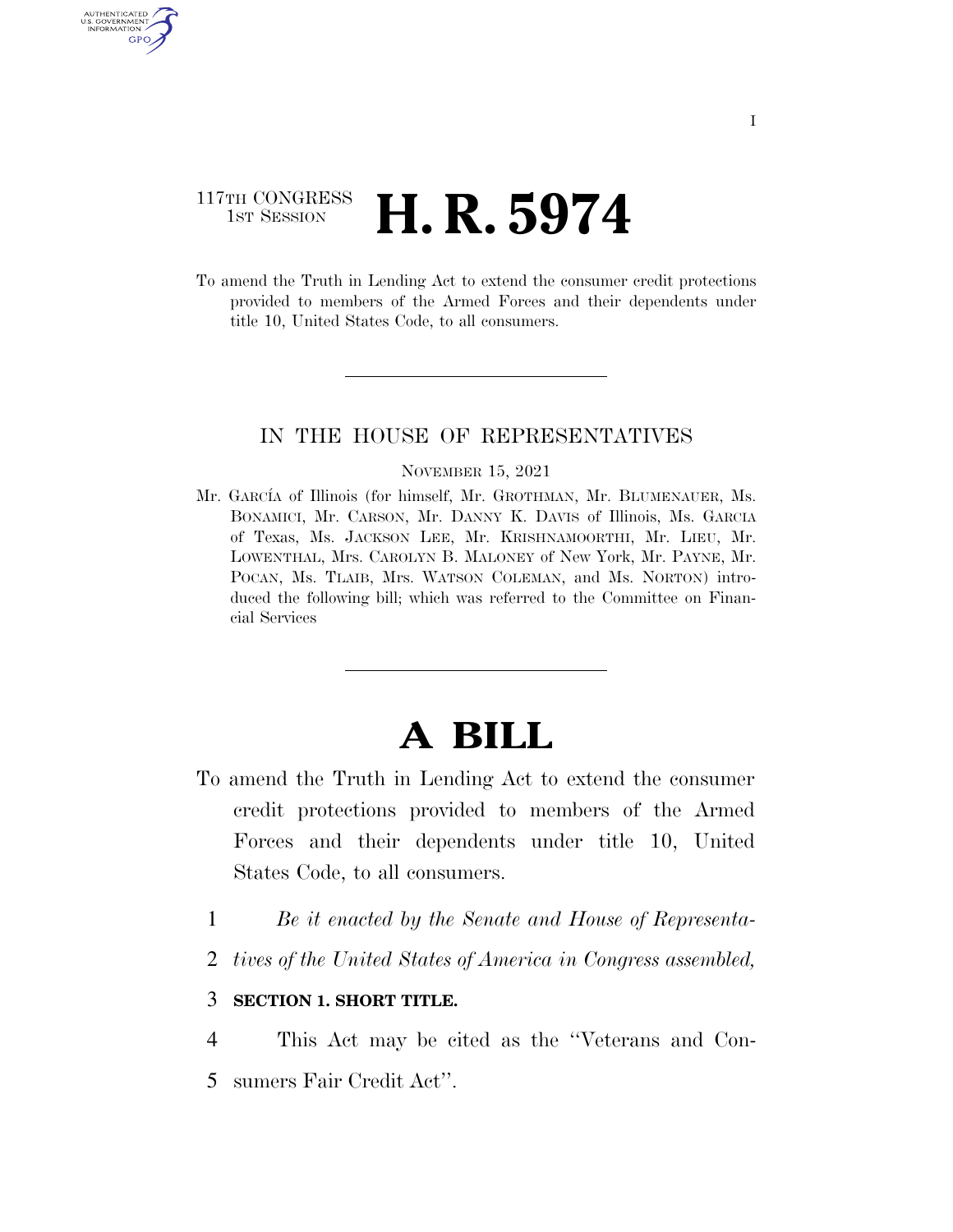117TH CONGRESS
1ST SESSION

# H. R. 5974

To amend the Truth in Lending Act to extend the consumer credit protections provided to members of the Armed Forces and their dependents under title 10, United States Code, to all consumers.

IN THE HOUSE OF REPRESENTATIVES

NOVEMBER 15, 2021

Mr. GARCÍA of Illinois (for himself, Mr. GROTHMAN, Mr. BLUMENAUER, Ms. BONAMICI, Mr. CARSON, Mr. DANNY K. DAVIS of Illinois, Ms. GARCIA of Texas, Ms. JACKSON LEE, Mr. KRISHNAMOORTHI, Mr. LIEU, Mr. LOWENTHAL, Mrs. CAROLYN B. MALONEY of New York, Mr. PAYNE, Mr. POCAN, Ms. TLAIB, Mrs. WATSON COLEMAN, and Ms. NORTON) introduced the following bill; which was referred to the Committee on Financial Services

# A BILL

To amend the Truth in Lending Act to extend the consumer credit protections provided to members of the Armed Forces and their dependents under title 10, United States Code, to all consumers.

1 *Be it enacted by the Senate and House of Representa-*
2 *tives of the United States of America in Congress assembled,*

3 **SECTION 1. SHORT TITLE.**

4 This Act may be cited as the ''Veterans and Con-
5 sumers Fair Credit Act''.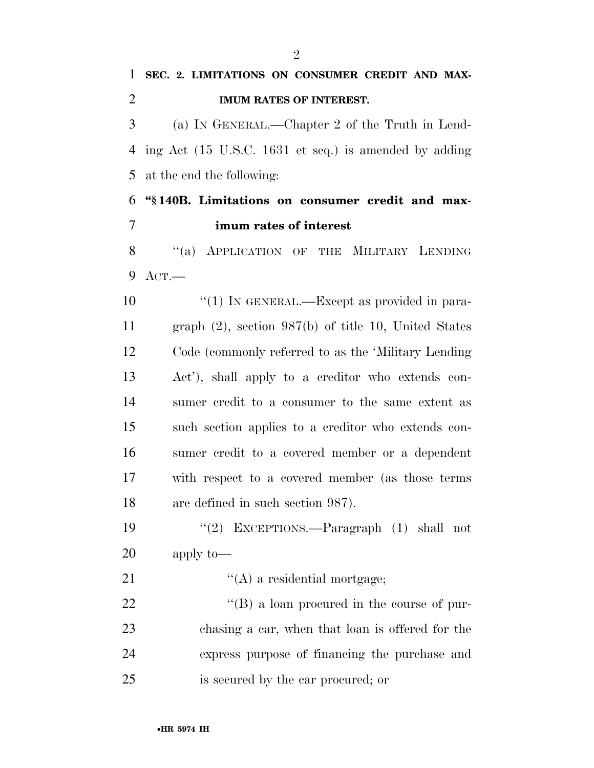**SEC. 2. LIMITATIONS ON CONSUMER CREDIT AND MAXIMUM RATES OF INTEREST.**

(a) IN GENERAL.—Chapter 2 of the Truth in Lending Act (15 U.S.C. 1631 et seq.) is amended by adding at the end the following:

**"§ 140B. Limitations on consumer credit and maximum rates of interest**

"(a) APPLICATION OF THE MILITARY LENDING ACT.—

"(1) IN GENERAL.—Except as provided in paragraph (2), section 987(b) of title 10, United States Code (commonly referred to as the 'Military Lending Act'), shall apply to a creditor who extends consumer credit to a consumer to the same extent as such section applies to a creditor who extends consumer credit to a covered member or a dependent with respect to a covered member (as those terms are defined in such section 987).

"(2) EXCEPTIONS.—Paragraph (1) shall not apply to—

"(A) a residential mortgage;

"(B) a loan procured in the course of purchasing a car, when that loan is offered for the express purpose of financing the purchase and is secured by the car procured; or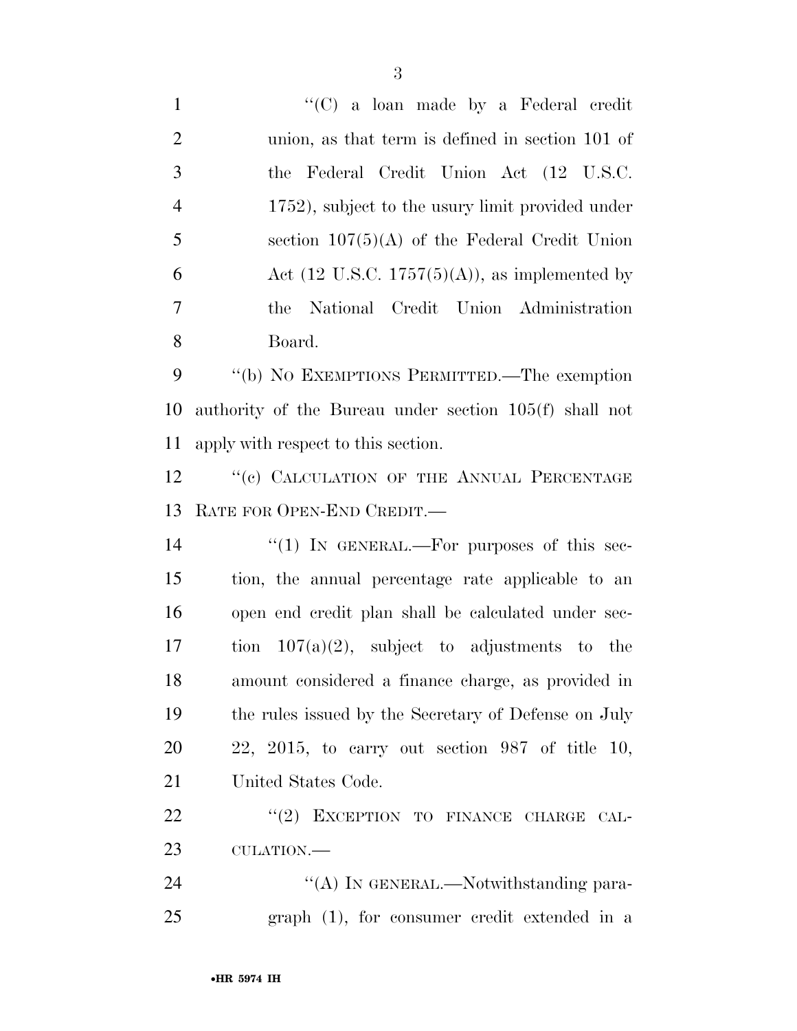"(C) a loan made by a Federal credit union, as that term is defined in section 101 of the Federal Credit Union Act (12 U.S.C. 1752), subject to the usury limit provided under section 107(5)(A) of the Federal Credit Union Act (12 U.S.C. 1757(5)(A)), as implemented by the National Credit Union Administration Board.

"(b) NO EXEMPTIONS PERMITTED.—The exemption authority of the Bureau under section 105(f) shall not apply with respect to this section.

"(c) CALCULATION OF THE ANNUAL PERCENTAGE RATE FOR OPEN-END CREDIT.—

"(1) IN GENERAL.—For purposes of this section, the annual percentage rate applicable to an open end credit plan shall be calculated under section 107(a)(2), subject to adjustments to the amount considered a finance charge, as provided in the rules issued by the Secretary of Defense on July 22, 2015, to carry out section 987 of title 10, United States Code.

"(2) EXCEPTION TO FINANCE CHARGE CALCULATION.—

"(A) IN GENERAL.—Notwithstanding paragraph (1), for consumer credit extended in a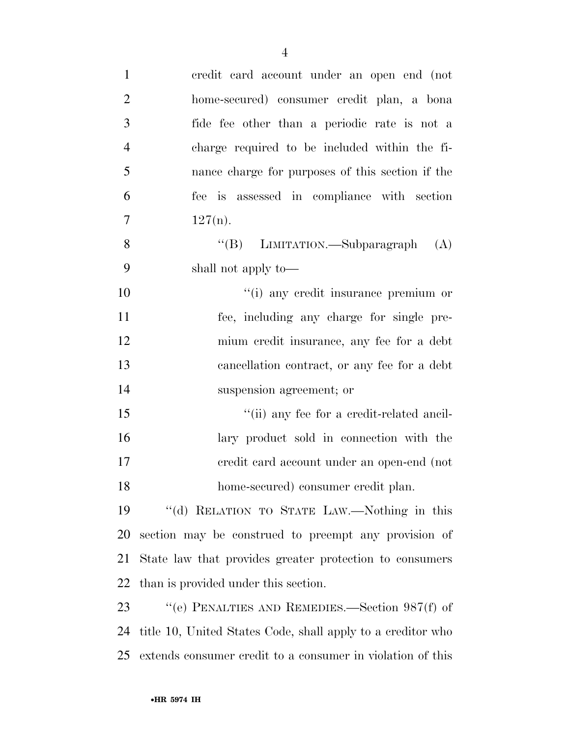credit card account under an open end (not home-secured) consumer credit plan, a bona fide fee other than a periodic rate is not a charge required to be included within the finance charge for purposes of this section if the fee is assessed in compliance with section 127(n).

"(B) LIMITATION.—Subparagraph (A) shall not apply to—

"(i) any credit insurance premium or fee, including any charge for single premium credit insurance, any fee for a debt cancellation contract, or any fee for a debt suspension agreement; or

"(ii) any fee for a credit-related ancillary product sold in connection with the credit card account under an open-end (not home-secured) consumer credit plan.

"(d) RELATION TO STATE LAW.—Nothing in this section may be construed to preempt any provision of State law that provides greater protection to consumers than is provided under this section.

"(e) PENALTIES AND REMEDIES.—Section 987(f) of title 10, United States Code, shall apply to a creditor who extends consumer credit to a consumer in violation of this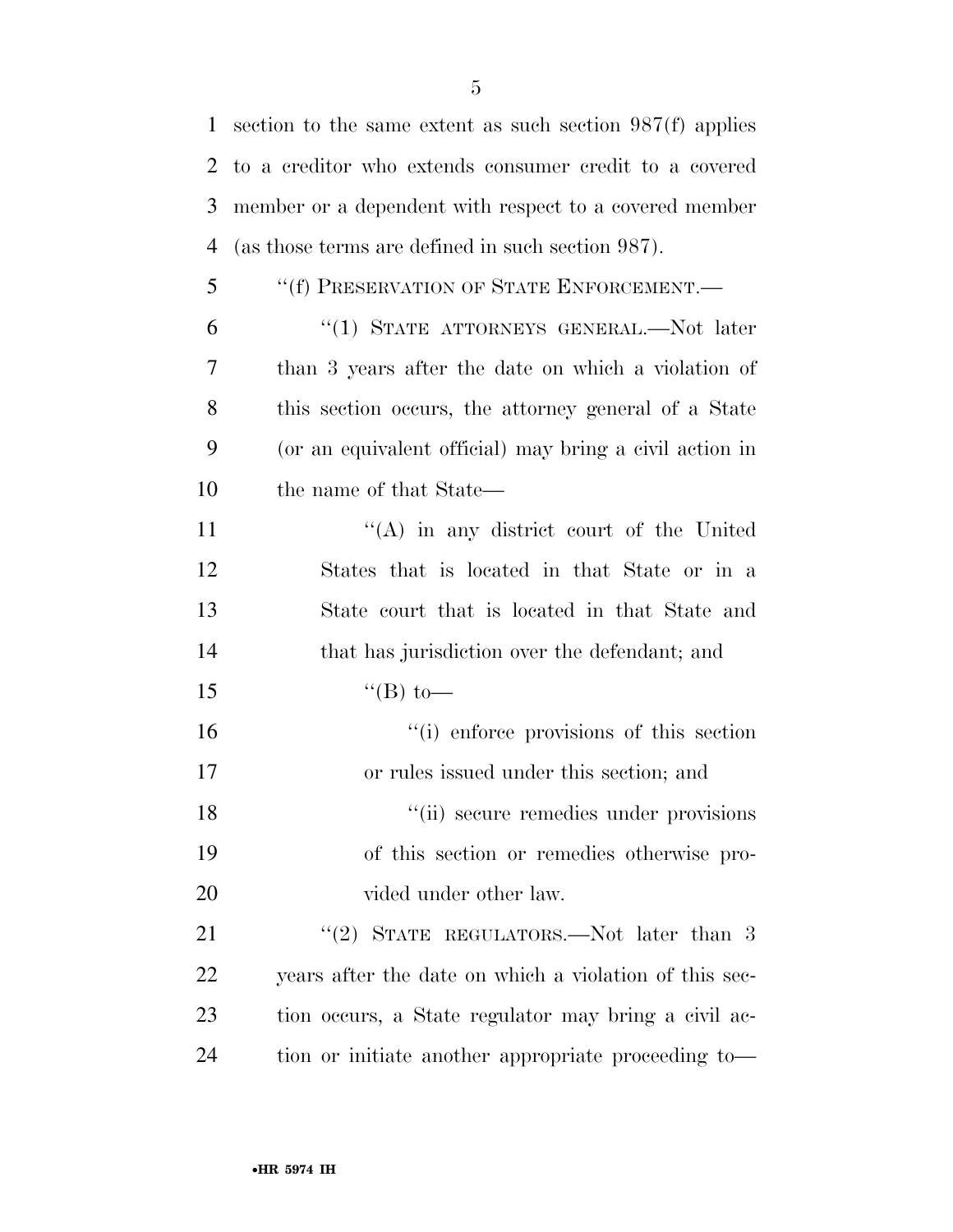section to the same extent as such section 987(f) applies to a creditor who extends consumer credit to a covered member or a dependent with respect to a covered member (as those terms are defined in such section 987).

"(f) PRESERVATION OF STATE ENFORCEMENT.—

"(1) STATE ATTORNEYS GENERAL.—Not later than 3 years after the date on which a violation of this section occurs, the attorney general of a State (or an equivalent official) may bring a civil action in the name of that State—

"(A) in any district court of the United States that is located in that State or in a State court that is located in that State and that has jurisdiction over the defendant; and

"(B) to—

"(i) enforce provisions of this section or rules issued under this section; and

"(ii) secure remedies under provisions of this section or remedies otherwise provided under other law.

"(2) STATE REGULATORS.—Not later than 3 years after the date on which a violation of this section occurs, a State regulator may bring a civil action or initiate another appropriate proceeding to—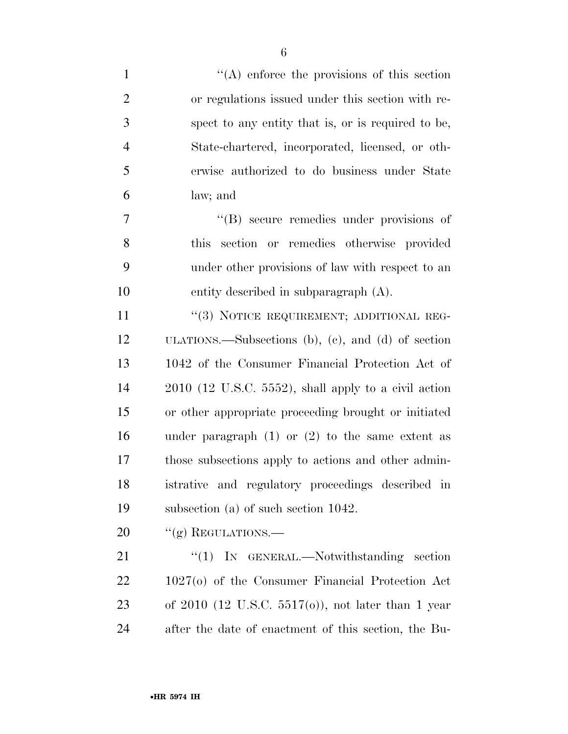"(A) enforce the provisions of this section or regulations issued under this section with respect to any entity that is, or is required to be, State-chartered, incorporated, licensed, or otherwise authorized to do business under State law; and

"(B) secure remedies under provisions of this section or remedies otherwise provided under other provisions of law with respect to an entity described in subparagraph (A).

"(3) NOTICE REQUIREMENT; ADDITIONAL REGULATIONS.—Subsections (b), (c), and (d) of section 1042 of the Consumer Financial Protection Act of 2010 (12 U.S.C. 5552), shall apply to a civil action or other appropriate proceeding brought or initiated under paragraph (1) or (2) to the same extent as those subsections apply to actions and other administrative and regulatory proceedings described in subsection (a) of such section 1042.

"(g) REGULATIONS.—

"(1) IN GENERAL.—Notwithstanding section 1027(o) of the Consumer Financial Protection Act of 2010 (12 U.S.C. 5517(o)), not later than 1 year after the date of enactment of this section, the Bu-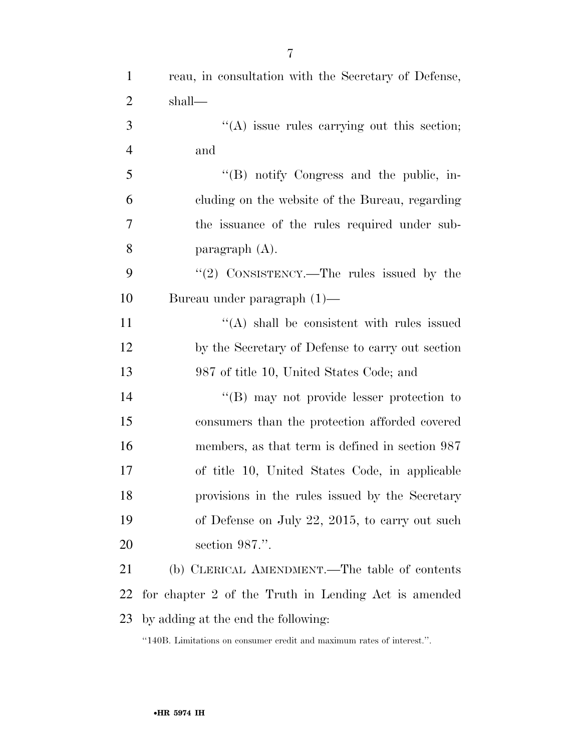reau, in consultation with the Secretary of Defense, shall—

''(A) issue rules carrying out this section; and

''(B) notify Congress and the public, including on the website of the Bureau, regarding the issuance of the rules required under subparagraph (A).

''(2) CONSISTENCY.—The rules issued by the Bureau under paragraph (1)—

''(A) shall be consistent with rules issued by the Secretary of Defense to carry out section 987 of title 10, United States Code; and

''(B) may not provide lesser protection to consumers than the protection afforded covered members, as that term is defined in section 987 of title 10, United States Code, in applicable provisions in the rules issued by the Secretary of Defense on July 22, 2015, to carry out such section 987.''.

(b) CLERICAL AMENDMENT.—The table of contents for chapter 2 of the Truth in Lending Act is amended by adding at the end the following:

''140B. Limitations on consumer credit and maximum rates of interest.''.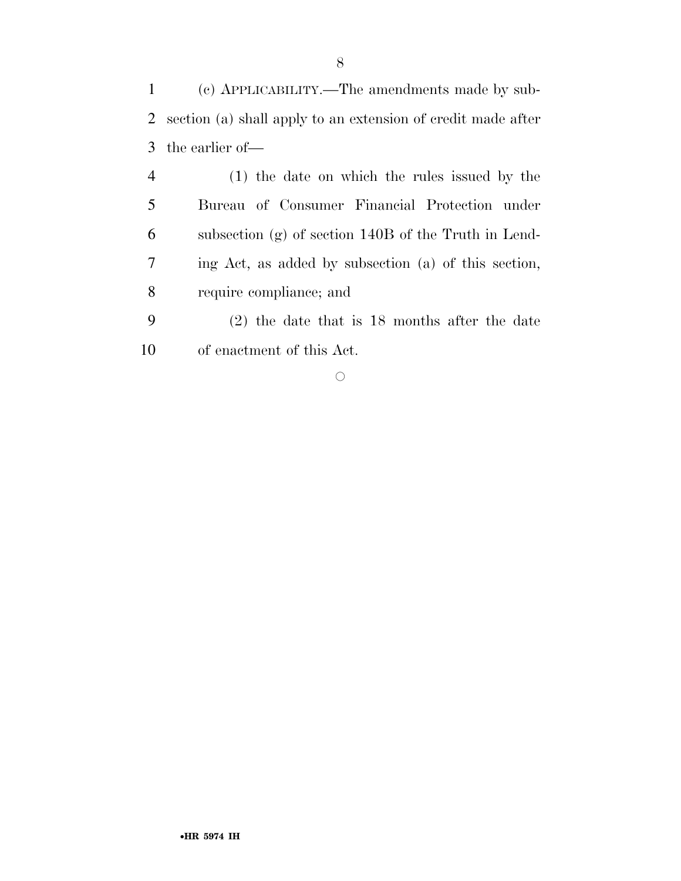(c) APPLICABILITY.—The amendments made by subsection (a) shall apply to an extension of credit made after the earlier of—

(1) the date on which the rules issued by the Bureau of Consumer Financial Protection under subsection (g) of section 140B of the Truth in Lending Act, as added by subsection (a) of this section, require compliance; and

(2) the date that is 18 months after the date of enactment of this Act.

○